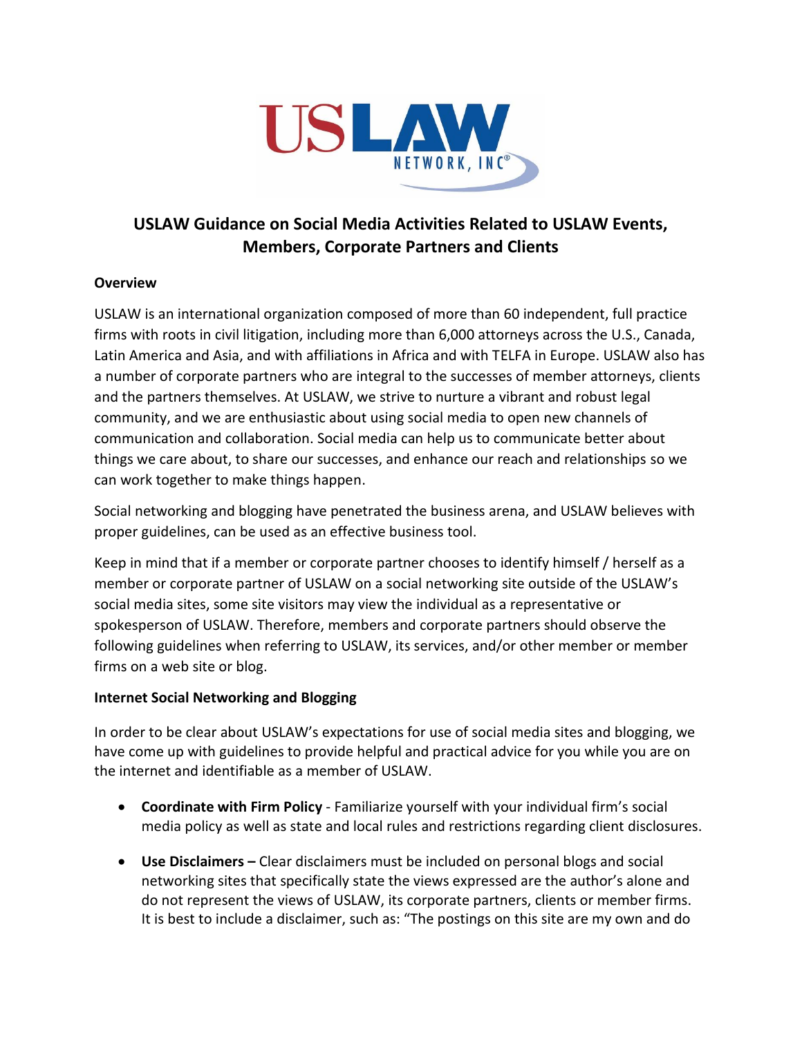# USLAW Guidance on Social Media Activities Related to USLAW Events, Members, Corporate Partners and Clients

**Overview**

USLAW is an international organization composed of more than 60 independent, full practice firms with roots in civil litigation, including more than 6,000 attorneys across the U.S., Canada, Latin America and Asia, and with affiliations in Africa and with TELFA in Europe. USLAW also has a number of corporate partners who are integral to the successes of member attorneys, clients and the partners themselves. At USLAW, we strive to nurture a vibrant and robust legal community, and we are enthusiastic about using social media to open new channels of communication and collaboration. Social media can help us to communicate better about things we care about, to share our successes, and enhance our reach and relationships so we can work together to make things happen.

Social networking and blogging have penetrated the business arena, and USLAW believes with proper guidelines, can be used as an effective business tool.

Keep in mind that if a member or corporate partner chooses to identify himself / herself as a member or corporate partner of USLAW on a social networking site outside of the USLAW's social media sites, some site visitors may view the individual as a representative or spokesperson of USLAW. Therefore, members and corporate partners should observe the following guidelines when referring to USLAW, its services, and/or other member or member firms on a web site or blog.

**Internet Social Networking and Blogging**

In order to be clear about USLAW's expectations for use of social media sites and blogging, we have come up with guidelines to provide helpful and practical advice for you while you are on the internet and identifiable as a member of USLAW.

- **Coordinate with Firm Policy** - Familiarize yourself with your individual firm's social media policy as well as state and local rules and restrictions regarding client disclosures.
- **Use Disclaimers –** Clear disclaimers must be included on personal blogs and social networking sites that specifically state the views expressed are the author's alone and do not represent the views of USLAW, its corporate partners, clients or member firms. It is best to include a disclaimer, such as: "The postings on this site are my own and do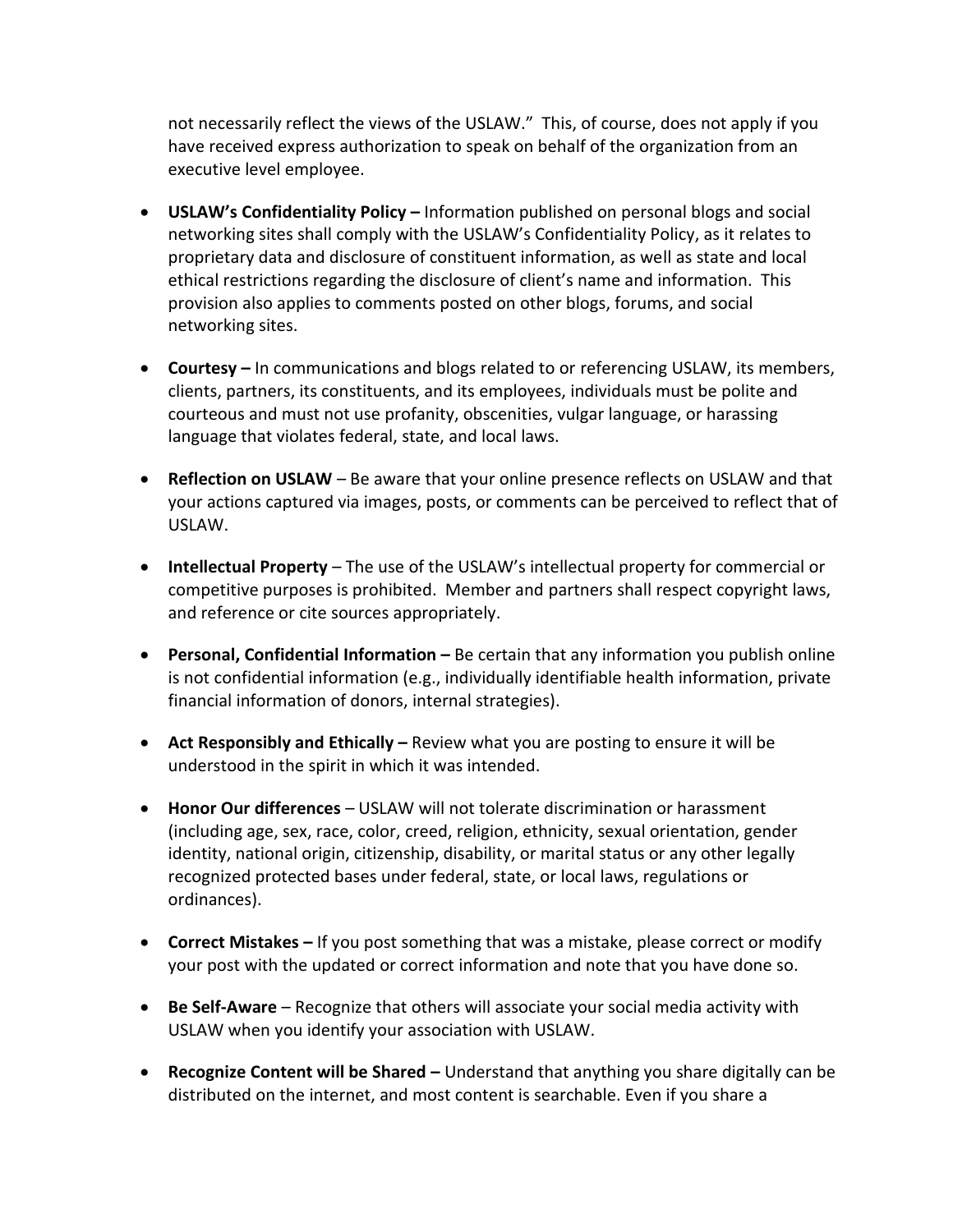not necessarily reflect the views of the USLAW." This, of course, does not apply if you have received express authorization to speak on behalf of the organization from an executive level employee.

- **USLAW's Confidentiality Policy –** Information published on personal blogs and social networking sites shall comply with the USLAW's Confidentiality Policy, as it relates to proprietary data and disclosure of constituent information, as well as state and local ethical restrictions regarding the disclosure of client's name and information. This provision also applies to comments posted on other blogs, forums, and social networking sites.

- **Courtesy –** In communications and blogs related to or referencing USLAW, its members, clients, partners, its constituents, and its employees, individuals must be polite and courteous and must not use profanity, obscenities, vulgar language, or harassing language that violates federal, state, and local laws.

- **Reflection on USLAW** – Be aware that your online presence reflects on USLAW and that your actions captured via images, posts, or comments can be perceived to reflect that of USLAW.

- **Intellectual Property** – The use of the USLAW's intellectual property for commercial or competitive purposes is prohibited. Member and partners shall respect copyright laws, and reference or cite sources appropriately.

- **Personal, Confidential Information –** Be certain that any information you publish online is not confidential information (e.g., individually identifiable health information, private financial information of donors, internal strategies).

- **Act Responsibly and Ethically –** Review what you are posting to ensure it will be understood in the spirit in which it was intended.

- **Honor Our differences** – USLAW will not tolerate discrimination or harassment (including age, sex, race, color, creed, religion, ethnicity, sexual orientation, gender identity, national origin, citizenship, disability, or marital status or any other legally recognized protected bases under federal, state, or local laws, regulations or ordinances).

- **Correct Mistakes –** If you post something that was a mistake, please correct or modify your post with the updated or correct information and note that you have done so.

- **Be Self-Aware** – Recognize that others will associate your social media activity with USLAW when you identify your association with USLAW.

- **Recognize Content will be Shared –** Understand that anything you share digitally can be distributed on the internet, and most content is searchable. Even if you share a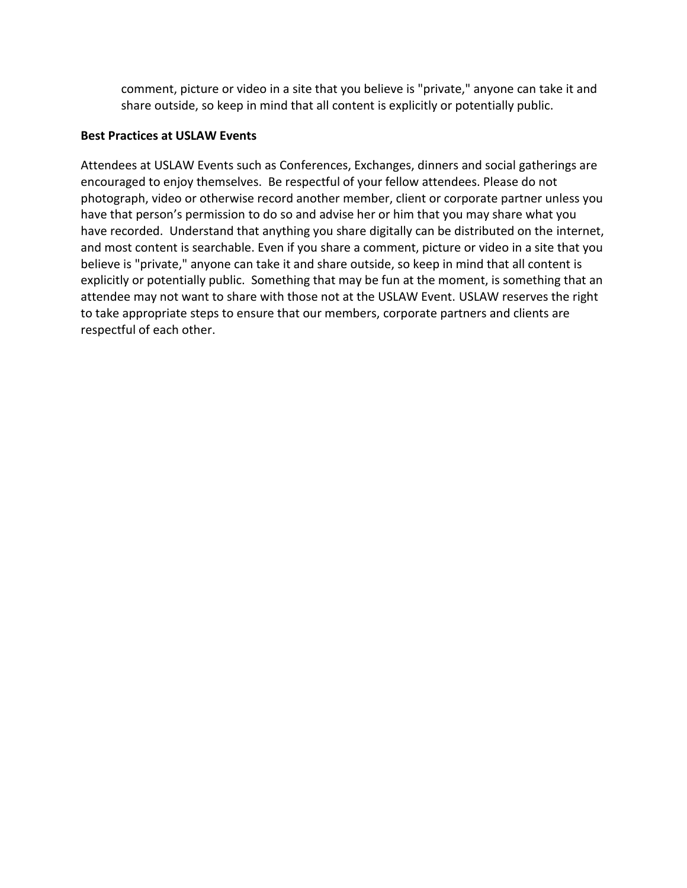comment, picture or video in a site that you believe is "private," anyone can take it and share outside, so keep in mind that all content is explicitly or potentially public.

**Best Practices at USLAW Events**

Attendees at USLAW Events such as Conferences, Exchanges, dinners and social gatherings are encouraged to enjoy themselves. Be respectful of your fellow attendees. Please do not photograph, video or otherwise record another member, client or corporate partner unless you have that person's permission to do so and advise her or him that you may share what you have recorded. Understand that anything you share digitally can be distributed on the internet, and most content is searchable. Even if you share a comment, picture or video in a site that you believe is "private," anyone can take it and share outside, so keep in mind that all content is explicitly or potentially public. Something that may be fun at the moment, is something that an attendee may not want to share with those not at the USLAW Event. USLAW reserves the right to take appropriate steps to ensure that our members, corporate partners and clients are respectful of each other.